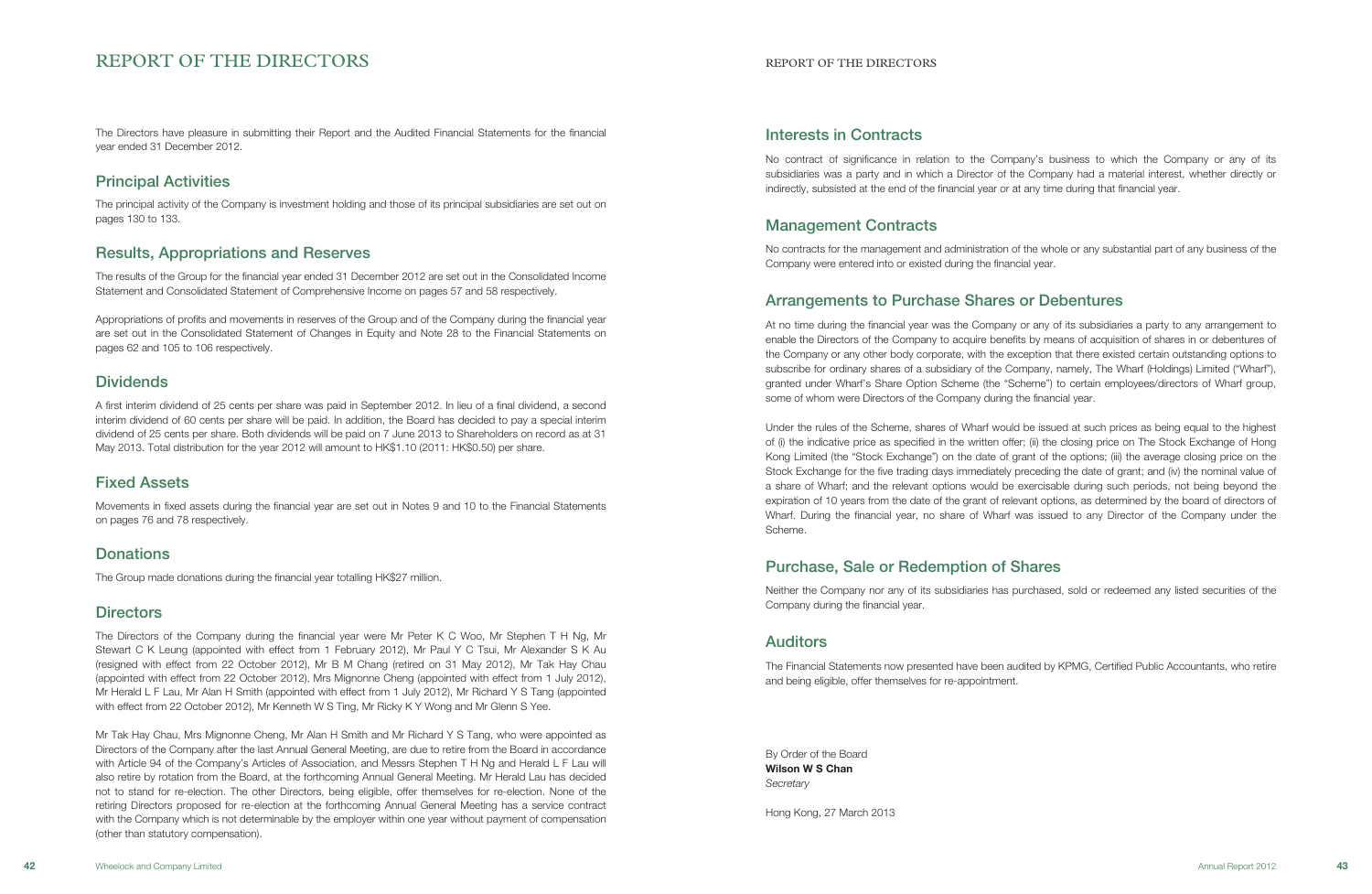# REPORT OF THE DIRECTORS

The Directors have pleasure in submitting their Report and the Audited Financial Statements for the financial year ended 31 December 2012.

## Principal Activities

The principal activity of the Company is investment holding and those of its principal subsidiaries are set out on pages 130 to 133.

## Results, Appropriations and Reserves

The results of the Group for the financial year ended 31 December 2012 are set out in the Consolidated Income Statement and Consolidated Statement of Comprehensive Income on pages 57 and 58 respectively.

Appropriations of profits and movements in reserves of the Group and of the Company during the financial year are set out in the Consolidated Statement of Changes in Equity and Note 28 to the Financial Statements on pages 62 and 105 to 106 respectively.

## Dividends

A first interim dividend of 25 cents per share was paid in September 2012. In lieu of a final dividend, a second interim dividend of 60 cents per share will be paid. In addition, the Board has decided to pay a special interim dividend of 25 cents per share. Both dividends will be paid on 7 June 2013 to Shareholders on record as at 31 May 2013. Total distribution for the year 2012 will amount to HK$1.10 (2011: HK$0.50) per share.

## Fixed Assets

Movements in fixed assets during the financial year are set out in Notes 9 and 10 to the Financial Statements on pages 76 and 78 respectively.

## Donations

The Group made donations during the financial year totalling HK$27 million.

## Directors

The Directors of the Company during the financial year were Mr Peter K C Woo, Mr Stephen T H Ng, Mr Stewart C K Leung (appointed with effect from 1 February 2012), Mr Paul Y C Tsui, Mr Alexander S K Au (resigned with effect from 22 October 2012), Mr B M Chang (retired on 31 May 2012), Mr Tak Hay Chau (appointed with effect from 22 October 2012), Mrs Mignonne Cheng (appointed with effect from 1 July 2012), Mr Herald L F Lau, Mr Alan H Smith (appointed with effect from 1 July 2012), Mr Richard Y S Tang (appointed with effect from 22 October 2012), Mr Kenneth W S Ting, Mr Ricky K Y Wong and Mr Glenn S Yee.

Mr Tak Hay Chau, Mrs Mignonne Cheng, Mr Alan H Smith and Mr Richard Y S Tang, who were appointed as Directors of the Company after the last Annual General Meeting, are due to retire from the Board in accordance with Article 94 of the Company's Articles of Association, and Messrs Stephen T H Ng and Herald L F Lau will also retire by rotation from the Board, at the forthcoming Annual General Meeting. Mr Herald Lau has decided not to stand for re-election. The other Directors, being eligible, offer themselves for re-election. None of the retiring Directors proposed for re-election at the forthcoming Annual General Meeting has a service contract with the Company which is not determinable by the employer within one year without payment of compensation (other than statutory compensation).

## Interests in Contracts

No contract of significance in relation to the Company's business to which the Company or any of its subsidiaries was a party and in which a Director of the Company had a material interest, whether directly or indirectly, subsisted at the end of the financial year or at any time during that financial year.

## Management Contracts

No contracts for the management and administration of the whole or any substantial part of any business of the Company were entered into or existed during the financial year.

## Arrangements to Purchase Shares or Debentures

At no time during the financial year was the Company or any of its subsidiaries a party to any arrangement to enable the Directors of the Company to acquire benefits by means of acquisition of shares in or debentures of the Company or any other body corporate, with the exception that there existed certain outstanding options to subscribe for ordinary shares of a subsidiary of the Company, namely, The Wharf (Holdings) Limited ("Wharf"), granted under Wharf's Share Option Scheme (the "Scheme") to certain employees/directors of Wharf group, some of whom were Directors of the Company during the financial year.

Under the rules of the Scheme, shares of Wharf would be issued at such prices as being equal to the highest of (i) the indicative price as specified in the written offer; (ii) the closing price on The Stock Exchange of Hong Kong Limited (the "Stock Exchange") on the date of grant of the options; (iii) the average closing price on the Stock Exchange for the five trading days immediately preceding the date of grant; and (iv) the nominal value of a share of Wharf; and the relevant options would be exercisable during such periods, not being beyond the expiration of 10 years from the date of the grant of relevant options, as determined by the board of directors of Wharf. During the financial year, no share of Wharf was issued to any Director of the Company under the Scheme.

## Purchase, Sale or Redemption of Shares

Neither the Company nor any of its subsidiaries has purchased, sold or redeemed any listed securities of the Company during the financial year.

## Auditors

The Financial Statements now presented have been audited by KPMG, Certified Public Accountants, who retire and being eligible, offer themselves for re-appointment.

By Order of the Board
**Wilson W S Chan**
*Secretary*

Hong Kong, 27 March 2013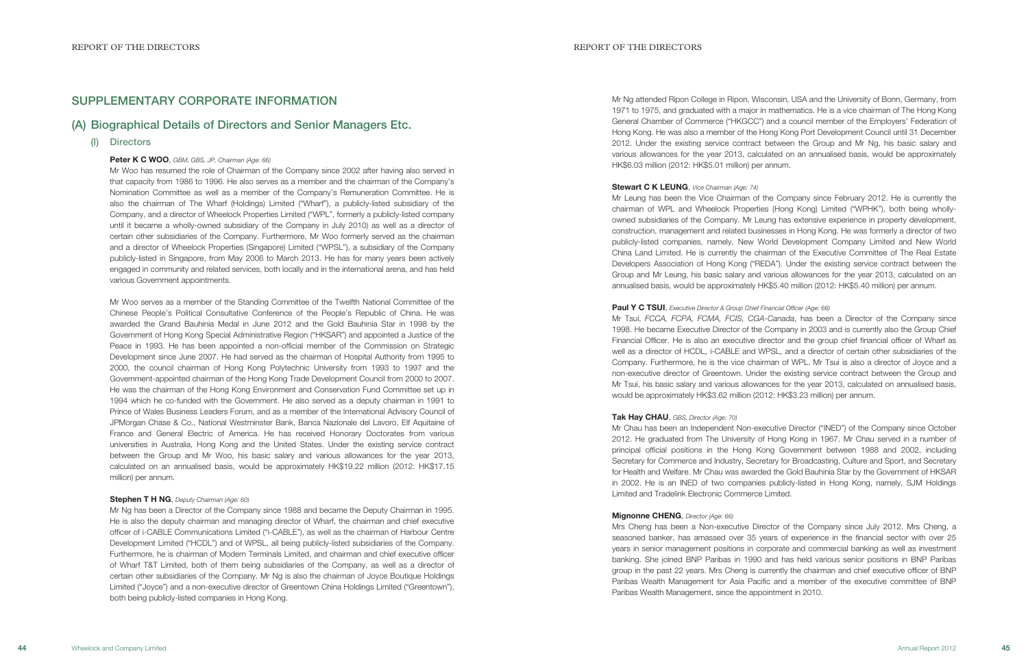## SUPPLEMENTARY CORPORATE INFORMATION

## (A) Biographical Details of Directors and Senior Managers Etc.

### (I) Directors

**Peter K C WOO**, *GBM, GBS, JP, Chairman (Age: 66)*

Mr Woo has resumed the role of Chairman of the Company since 2002 after having also served in that capacity from 1986 to 1996. He also serves as a member and the chairman of the Company's Nomination Committee as well as a member of the Company's Remuneration Committee. He is also the chairman of The Wharf (Holdings) Limited ("Wharf"), a publicly-listed subsidiary of the Company, and a director of Wheelock Properties Limited ("WPL", formerly a publicly-listed company until it became a wholly-owned subsidiary of the Company in July 2010) as well as a director of certain other subsidiaries of the Company. Furthermore, Mr Woo formerly served as the chairman and a director of Wheelock Properties (Singapore) Limited ("WPSL"), a subsidiary of the Company publicly-listed in Singapore, from May 2006 to March 2013. He has for many years been actively engaged in community and related services, both locally and in the international arena, and has held various Government appointments.

Mr Woo serves as a member of the Standing Committee of the Twelfth National Committee of the Chinese People's Political Consultative Conference of the People's Republic of China. He was awarded the Grand Bauhinia Medal in June 2012 and the Gold Bauhinia Star in 1998 by the Government of Hong Kong Special Administrative Region ("HKSAR") and appointed a Justice of the Peace in 1993. He has been appointed a non-official member of the Commission on Strategic Development since June 2007. He had served as the chairman of Hospital Authority from 1995 to 2000, the council chairman of Hong Kong Polytechnic University from 1993 to 1997 and the Government-appointed chairman of the Hong Kong Trade Development Council from 2000 to 2007. He was the chairman of the Hong Kong Environment and Conservation Fund Committee set up in 1994 which he co-funded with the Government. He also served as a deputy chairman in 1991 to Prince of Wales Business Leaders Forum, and as a member of the International Advisory Council of JPMorgan Chase & Co., National Westminster Bank, Banca Nazionale del Lavoro, Elf Aquitaine of France and General Electric of America. He has received Honorary Doctorates from various universities in Australia, Hong Kong and the United States. Under the existing service contract between the Group and Mr Woo, his basic salary and various allowances for the year 2013, calculated on an annualised basis, would be approximately HK$19.22 million (2012: HK$17.15 million) per annum.

**Stephen T H NG**, *Deputy Chairman (Age: 60)*

Mr Ng has been a Director of the Company since 1988 and became the Deputy Chairman in 1995. He is also the deputy chairman and managing director of Wharf, the chairman and chief executive officer of i-CABLE Communications Limited ("i-CABLE"), as well as the chairman of Harbour Centre Development Limited ("HCDL") and of WPSL, all being publicly-listed subsidiaries of the Company. Furthermore, he is chairman of Modern Terminals Limited, and chairman and chief executive officer of Wharf T&T Limited, both of them being subsidiaries of the Company, as well as a director of certain other subsidiaries of the Company. Mr Ng is also the chairman of Joyce Boutique Holdings Limited ("Joyce") and a non-executive director of Greentown China Holdings Limited ("Greentown"), both being publicly-listed companies in Hong Kong.

Mr Ng attended Ripon College in Ripon, Wisconsin, USA and the University of Bonn, Germany, from 1971 to 1975, and graduated with a major in mathematics. He is a vice chairman of The Hong Kong General Chamber of Commerce ("HKGCC") and a council member of the Employers' Federation of Hong Kong. He was also a member of the Hong Kong Port Development Council until 31 December 2012. Under the existing service contract between the Group and Mr Ng, his basic salary and various allowances for the year 2013, calculated on an annualised basis, would be approximately HK$6.03 million (2012: HK$5.01 million) per annum.

**Stewart C K LEUNG**, *Vice Chairman (Age: 74)*

Mr Leung has been the Vice Chairman of the Company since February 2012. He is currently the chairman of WPL and Wheelock Properties (Hong Kong) Limited ("WPHK"), both being wholly-owned subsidiaries of the Company. Mr Leung has extensive experience in property development, construction, management and related businesses in Hong Kong. He was formerly a director of two publicly-listed companies, namely, New World Development Company Limited and New World China Land Limited. He is currently the chairman of the Executive Committee of The Real Estate Developers Association of Hong Kong ("REDA"). Under the existing service contract between the Group and Mr Leung, his basic salary and various allowances for the year 2013, calculated on an annualised basis, would be approximately HK$5.40 million (2012: HK$5.40 million) per annum.

**Paul Y C TSUI**, *Executive Director & Group Chief Financial Officer (Age: 66)*

Mr Tsui, *FCCA, FCPA, FCMA, FCIS, CGA-Canada*, has been a Director of the Company since 1998. He became Executive Director of the Company in 2003 and is currently also the Group Chief Financial Officer. He is also an executive director and the group chief financial officer of Wharf as well as a director of HCDL, i-CABLE and WPSL, and a director of certain other subsidiaries of the Company. Furthermore, he is the vice chairman of WPL. Mr Tsui is also a director of Joyce and a non-executive director of Greentown. Under the existing service contract between the Group and Mr Tsui, his basic salary and various allowances for the year 2013, calculated on annualised basis, would be approximately HK$3.62 million (2012: HK$3.23 million) per annum.

**Tak Hay CHAU**, *GBS, Director (Age: 70)*

Mr Chau has been an Independent Non-executive Director ("INED") of the Company since October 2012. He graduated from The University of Hong Kong in 1967. Mr Chau served in a number of principal official positions in the Hong Kong Government between 1988 and 2002, including Secretary for Commerce and Industry, Secretary for Broadcasting, Culture and Sport, and Secretary for Health and Welfare. Mr Chau was awarded the Gold Bauhinia Star by the Government of HKSAR in 2002. He is an INED of two companies publicly-listed in Hong Kong, namely, SJM Holdings Limited and Tradelink Electronic Commerce Limited.

**Mignonne CHENG**, *Director (Age: 66)*

Mrs Cheng has been a Non-executive Director of the Company since July 2012. Mrs Cheng, a seasoned banker, has amassed over 35 years of experience in the financial sector with over 25 years in senior management positions in corporate and commercial banking as well as investment banking. She joined BNP Paribas in 1990 and has held various senior positions in BNP Paribas group in the past 22 years. Mrs Cheng is currently the chairman and chief executive officer of BNP Paribas Wealth Management for Asia Pacific and a member of the executive committee of BNP Paribas Wealth Management, since the appointment in 2010.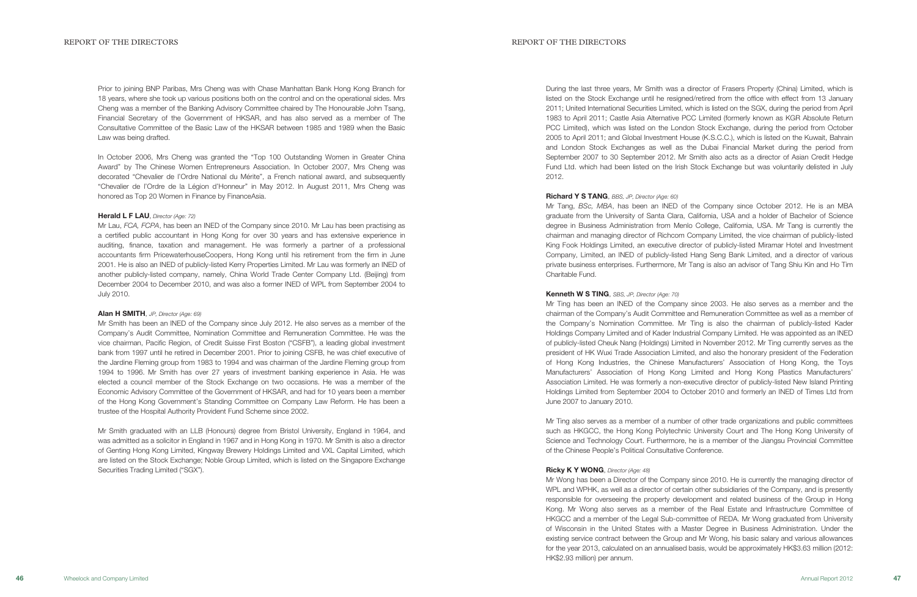Prior to joining BNP Paribas, Mrs Cheng was with Chase Manhattan Bank Hong Kong Branch for 18 years, where she took up various positions both on the control and on the operational sides. Mrs Cheng was a member of the Banking Advisory Committee chaired by The Honourable John Tsang, Financial Secretary of the Government of HKSAR, and has also served as a member of The Consultative Committee of the Basic Law of the HKSAR between 1985 and 1989 when the Basic Law was being drafted.

In October 2006, Mrs Cheng was granted the "Top 100 Outstanding Women in Greater China Award" by The Chinese Women Entrepreneurs Association. In October 2007, Mrs Cheng was decorated "Chevalier de l'Ordre National du Mérite", a French national award, and subsequently "Chevalier de l'Ordre de la Légion d'Honneur" in May 2012. In August 2011, Mrs Cheng was honored as Top 20 Women in Finance by FinanceAsia.

**Herald L F LAU**, *Director (Age: 72)*

Mr Lau, *FCA, FCPA*, has been an INED of the Company since 2010. Mr Lau has been practising as a certified public accountant in Hong Kong for over 30 years and has extensive experience in auditing, finance, taxation and management. He was formerly a partner of a professional accountants firm PricewaterhouseCoopers, Hong Kong until his retirement from the firm in June 2001. He is also an INED of publicly-listed Kerry Properties Limited. Mr Lau was formerly an INED of another publicly-listed company, namely, China World Trade Center Company Ltd. (Beijing) from December 2004 to December 2010, and was also a former INED of WPL from September 2004 to July 2010.

**Alan H SMITH**, *JP, Director (Age: 69)*

Mr Smith has been an INED of the Company since July 2012. He also serves as a member of the Company's Audit Committee, Nomination Committee and Remuneration Committee. He was the vice chairman, Pacific Region, of Credit Suisse First Boston ("CSFB"), a leading global investment bank from 1997 until he retired in December 2001. Prior to joining CSFB, he was chief executive of the Jardine Fleming group from 1983 to 1994 and was chairman of the Jardine Fleming group from 1994 to 1996. Mr Smith has over 27 years of investment banking experience in Asia. He was elected a council member of the Stock Exchange on two occasions. He was a member of the Economic Advisory Committee of the Government of HKSAR, and had for 10 years been a member of the Hong Kong Government's Standing Committee on Company Law Reform. He has been a trustee of the Hospital Authority Provident Fund Scheme since 2002.

Mr Smith graduated with an LLB (Honours) degree from Bristol University, England in 1964, and was admitted as a solicitor in England in 1967 and in Hong Kong in 1970. Mr Smith is also a director of Genting Hong Kong Limited, Kingway Brewery Holdings Limited and VXL Capital Limited, which are listed on the Stock Exchange; Noble Group Limited, which is listed on the Singapore Exchange Securities Trading Limited ("SGX").

During the last three years, Mr Smith was a director of Frasers Property (China) Limited, which is listed on the Stock Exchange until he resigned/retired from the office with effect from 13 January 2011; United International Securities Limited, which is listed on the SGX, during the period from April 1983 to April 2011; Castle Asia Alternative PCC Limited (formerly known as KGR Absolute Return PCC Limited), which was listed on the London Stock Exchange, during the period from October 2005 to April 2011; and Global Investment House (K.S.C.C.), which is listed on the Kuwait, Bahrain and London Stock Exchanges as well as the Dubai Financial Market during the period from September 2007 to 30 September 2012. Mr Smith also acts as a director of Asian Credit Hedge Fund Ltd. which had been listed on the Irish Stock Exchange but was voluntarily delisted in July 2012.

**Richard Y S TANG**, *BBS, JP, Director (Age: 60)*

Mr Tang, *BSc, MBA*, has been an INED of the Company since October 2012. He is an MBA graduate from the University of Santa Clara, California, USA and a holder of Bachelor of Science degree in Business Administration from Menlo College, California, USA. Mr Tang is currently the chairman and managing director of Richcom Company Limited, the vice chairman of publicly-listed King Fook Holdings Limited, an executive director of publicly-listed Miramar Hotel and Investment Company, Limited, an INED of publicly-listed Hang Seng Bank Limited, and a director of various private business enterprises. Furthermore, Mr Tang is also an advisor of Tang Shiu Kin and Ho Tim Charitable Fund.

**Kenneth W S TING**, *SBS, JP, Director (Age: 70)*

Mr Ting has been an INED of the Company since 2003. He also serves as a member and the chairman of the Company's Audit Committee and Remuneration Committee as well as a member of the Company's Nomination Committee. Mr Ting is also the chairman of publicly-listed Kader Holdings Company Limited and of Kader Industrial Company Limited. He was appointed as an INED of publicly-listed Cheuk Nang (Holdings) Limited in November 2012. Mr Ting currently serves as the president of HK Wuxi Trade Association Limited, and also the honorary president of the Federation of Hong Kong Industries, the Chinese Manufacturers' Association of Hong Kong, the Toys Manufacturers' Association of Hong Kong Limited and Hong Kong Plastics Manufacturers' Association Limited. He was formerly a non-executive director of publicly-listed New Island Printing Holdings Limited from September 2004 to October 2010 and formerly an INED of Times Ltd from June 2007 to January 2010.

Mr Ting also serves as a member of a number of other trade organizations and public committees such as HKGCC, the Hong Kong Polytechnic University Court and The Hong Kong University of Science and Technology Court. Furthermore, he is a member of the Jiangsu Provincial Committee of the Chinese People's Political Consultative Conference.

**Ricky K Y WONG**, *Director (Age: 48)*

Mr Wong has been a Director of the Company since 2010. He is currently the managing director of WPL and WPHK, as well as a director of certain other subsidiaries of the Company, and is presently responsible for overseeing the property development and related business of the Group in Hong Kong. Mr Wong also serves as a member of the Real Estate and Infrastructure Committee of HKGCC and a member of the Legal Sub-committee of REDA. Mr Wong graduated from University of Wisconsin in the United States with a Master Degree in Business Administration. Under the existing service contract between the Group and Mr Wong, his basic salary and various allowances for the year 2013, calculated on an annualised basis, would be approximately HK$3.63 million (2012: HK$2.93 million) per annum.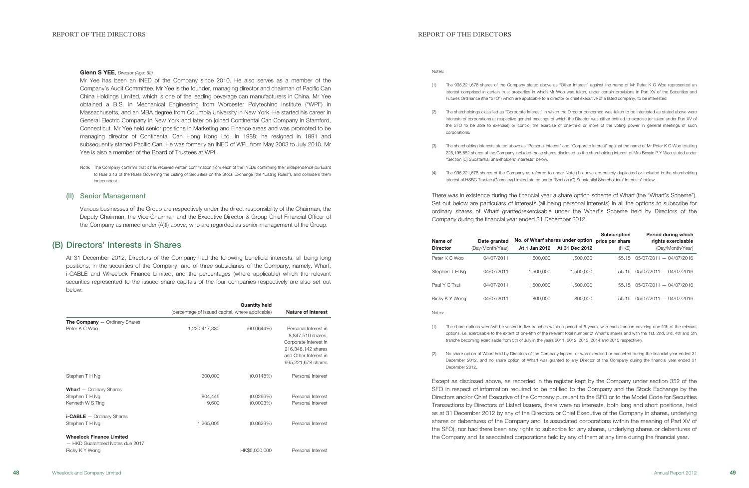**Glenn S YEE**, *Director (Age: 62)*

Mr Yee has been an INED of the Company since 2010. He also serves as a member of the Company's Audit Committee. Mr Yee is the founder, managing director and chairman of Pacific Can China Holdings Limited, which is one of the leading beverage can manufacturers in China. Mr Yee obtained a B.S. in Mechanical Engineering from Worcester Polytechinc Institute ("WPI") in Massachusetts, and an MBA degree from Columbia University in New York. He started his career in General Electric Company in New York and later on joined Continental Can Company in Stamford, Connecticut. Mr Yee held senior positions in Marketing and Finance areas and was promoted to be managing director of Continental Can Hong Kong Ltd. in 1988; he resigned in 1991 and subsequently started Pacific Can. He was formerly an INED of WPL from May 2003 to July 2010. Mr Yee is also a member of the Board of Trustees at WPI.

Note: The Company confirms that it has received written confirmation from each of the INEDs confirming their independence pursuant to Rule 3.13 of the Rules Governing the Listing of Securities on the Stock Exchange (the "Listing Rules"), and considers them independent.

### (II) Senior Management

Various businesses of the Group are respectively under the direct responsibility of the Chairman, the Deputy Chairman, the Vice Chairman and the Executive Director & Group Chief Financial Officer of the Company as named under (A)(I) above, who are regarded as senior management of the Group.

## (B) Directors' Interests in Shares

At 31 December 2012, Directors of the Company had the following beneficial interests, all being long positions, in the securities of the Company, and of three subsidiaries of the Company, namely, Wharf, i-CABLE and Wheelock Finance Limited, and the percentages (where applicable) which the relevant securities represented to the issued share capitals of the four companies respectively are also set out below:

| | Quantity held (percentage of issued capital, where applicable) | | Nature of Interest |
|---|---|---|---|
| **The Company** — Ordinary Shares | | | |
| Peter K C Woo | 1,220,417,330 | (60.0644%) | Personal Interest in 8,847,510 shares, Corporate Interest in 216,348,142 shares and Other Interest in 995,221,678 shares |
| Stephen T H Ng | 300,000 | (0.0148%) | Personal Interest |
| **Wharf** — Ordinary Shares | | | |
| Stephen T H Ng | 804,445 | (0.0266%) | Personal Interest |
| Kenneth W S Ting | 9,600 | (0.0003%) | Personal Interest |
| **i-CABLE** — Ordinary Shares | | | |
| Stephen T H Ng | 1,265,005 | (0.0629%) | Personal Interest |
| **Wheelock Finance Limited** — HKD Guaranteed Notes due 2017 | | | |
| Ricky K Y Wong | | HK$5,000,000 | Personal Interest |

Notes:

(1) The 995,221,678 shares of the Company stated above as "Other Interest" against the name of Mr Peter K C Woo represented an interest comprised in certain trust properties in which Mr Woo was taken, under certain provisions in Part XV of the Securities and Futures Ordinance (the "SFO") which are applicable to a director or chief executive of a listed company, to be interested.

(2) The shareholdings classified as "Corporate Interest" in which the Director concerned was taken to be interested as stated above were interests of corporations at respective general meetings of which the Director was either entitled to exercise (or taken under Part XV of the SFO to be able to exercise) or control the exercise of one-third or more of the voting power in general meetings of such corporations.

(3) The shareholding interests stated above as "Personal Interest" and "Corporate Interest" against the name of Mr Peter K C Woo totalling 225,195,652 shares of the Company included those shares disclosed as the shareholding interest of Mrs Bessie P Y Woo stated under "Section (C) Substantial Shareholders' Interests" below.

(4) The 995,221,678 shares of the Company as referred to under Note (1) above are entirely duplicated or included in the shareholding interest of HSBC Trustee (Guernsey) Limited stated under "Section (C) Substantial Shareholders' Interests" below.

There was in existence during the financial year a share option scheme of Wharf (the "Wharf's Scheme"). Set out below are particulars of interests (all being personal interests) in all the options to subscribe for ordinary shares of Wharf granted/exercisable under the Wharf's Scheme held by Directors of the Company during the financial year ended 31 December 2012:

| Name of Director | Date granted (Day/Month/Year) | No. of Wharf shares under option At 1 Jan 2012 | No. of Wharf shares under option At 31 Dec 2012 | Subscription price per share (HK$) | Period during which rights exercisable (Day/Month/Year) |
|---|---|---|---|---|---|
| Peter K C Woo | 04/07/2011 | 1,500,000 | 1,500,000 | 55.15 | 05/07/2011 — 04/07/2016 |
| Stephen T H Ng | 04/07/2011 | 1,500,000 | 1,500,000 | 55.15 | 05/07/2011 — 04/07/2016 |
| Paul Y C Tsui | 04/07/2011 | 1,500,000 | 1,500,000 | 55.15 | 05/07/2011 — 04/07/2016 |
| Ricky K Y Wong | 04/07/2011 | 800,000 | 800,000 | 55.15 | 05/07/2011 — 04/07/2016 |

Notes:

(1) The share options were/will be vested in five tranches within a period of 5 years, with each tranche covering one-fifth of the relevant options, i.e. exercisable to the extent of one-fifth of the relevant total number of Wharf's shares and with the 1st, 2nd, 3rd, 4th and 5th tranche becoming exercisable from 5th of July in the years 2011, 2012, 2013, 2014 and 2015 respectively.

(2) No share option of Wharf held by Directors of the Company lapsed, or was exercised or cancelled during the financial year ended 31 December 2012, and no share option of Wharf was granted to any Director of the Company during the financial year ended 31 December 2012.

Except as disclosed above, as recorded in the register kept by the Company under section 352 of the SFO in respect of information required to be notified to the Company and the Stock Exchange by the Directors and/or Chief Executive of the Company pursuant to the SFO or to the Model Code for Securities Transactions by Directors of Listed Issuers, there were no interests, both long and short positions, held as at 31 December 2012 by any of the Directors or Chief Executive of the Company in shares, underlying shares or debentures of the Company and its associated corporations (within the meaning of Part XV of the SFO), nor had there been any rights to subscribe for any shares, underlying shares or debentures of the Company and its associated corporations held by any of them at any time during the financial year.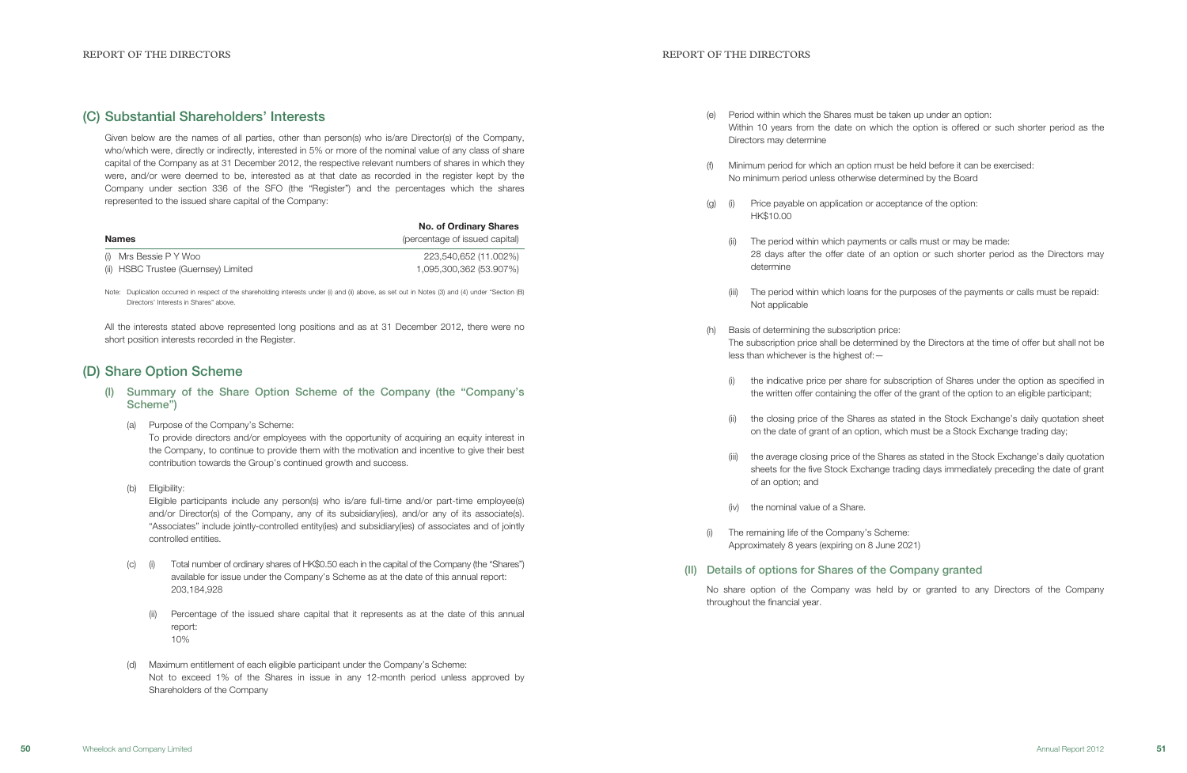## (C) Substantial Shareholders' Interests

Given below are the names of all parties, other than person(s) who is/are Director(s) of the Company, who/which were, directly or indirectly, interested in 5% or more of the nominal value of any class of share capital of the Company as at 31 December 2012, the respective relevant numbers of shares in which they were, and/or were deemed to be, interested as at that date as recorded in the register kept by the Company under section 336 of the SFO (the "Register") and the percentages which the shares represented to the issued share capital of the Company:

| **Names** | **No. of Ordinary Shares** (percentage of issued capital) |
|---|---|
| (i) Mrs Bessie P Y Woo | 223,540,652 (11.002%) |
| (ii) HSBC Trustee (Guernsey) Limited | 1,095,300,362 (53.907%) |

Note: Duplication occurred in respect of the shareholding interests under (i) and (ii) above, as set out in Notes (3) and (4) under "Section (B) Directors' Interests in Shares" above.

All the interests stated above represented long positions and as at 31 December 2012, there were no short position interests recorded in the Register.

## (D) Share Option Scheme

### (I) Summary of the Share Option Scheme of the Company (the "Company's Scheme")

(a) Purpose of the Company's Scheme:
To provide directors and/or employees with the opportunity of acquiring an equity interest in the Company, to continue to provide them with the motivation and incentive to give their best contribution towards the Group's continued growth and success.

(b) Eligibility:
Eligible participants include any person(s) who is/are full-time and/or part-time employee(s) and/or Director(s) of the Company, any of its subsidiary(ies), and/or any of its associate(s). "Associates" include jointly-controlled entity(ies) and subsidiary(ies) of associates and of jointly controlled entities.

(c) (i) Total number of ordinary shares of HK$0.50 each in the capital of the Company (the "Shares") available for issue under the Company's Scheme as at the date of this annual report:
203,184,928

(ii) Percentage of the issued share capital that it represents as at the date of this annual report:
10%

(d) Maximum entitlement of each eligible participant under the Company's Scheme:
Not to exceed 1% of the Shares in issue in any 12-month period unless approved by Shareholders of the Company

(e) Period within which the Shares must be taken up under an option:
Within 10 years from the date on which the option is offered or such shorter period as the Directors may determine

(f) Minimum period for which an option must be held before it can be exercised:
No minimum period unless otherwise determined by the Board

(g) (i) Price payable on application or acceptance of the option:
HK$10.00

(ii) The period within which payments or calls must or may be made:
28 days after the offer date of an option or such shorter period as the Directors may determine

(iii) The period within which loans for the purposes of the payments or calls must be repaid:
Not applicable

(h) Basis of determining the subscription price:
The subscription price shall be determined by the Directors at the time of offer but shall not be less than whichever is the highest of:—

(i) the indicative price per share for subscription of Shares under the option as specified in the written offer containing the offer of the grant of the option to an eligible participant;

(ii) the closing price of the Shares as stated in the Stock Exchange's daily quotation sheet on the date of grant of an option, which must be a Stock Exchange trading day;

(iii) the average closing price of the Shares as stated in the Stock Exchange's daily quotation sheets for the five Stock Exchange trading days immediately preceding the date of grant of an option; and

(iv) the nominal value of a Share.

(i) The remaining life of the Company's Scheme:
Approximately 8 years (expiring on 8 June 2021)

### (II) Details of options for Shares of the Company granted

No share option of the Company was held by or granted to any Directors of the Company throughout the financial year.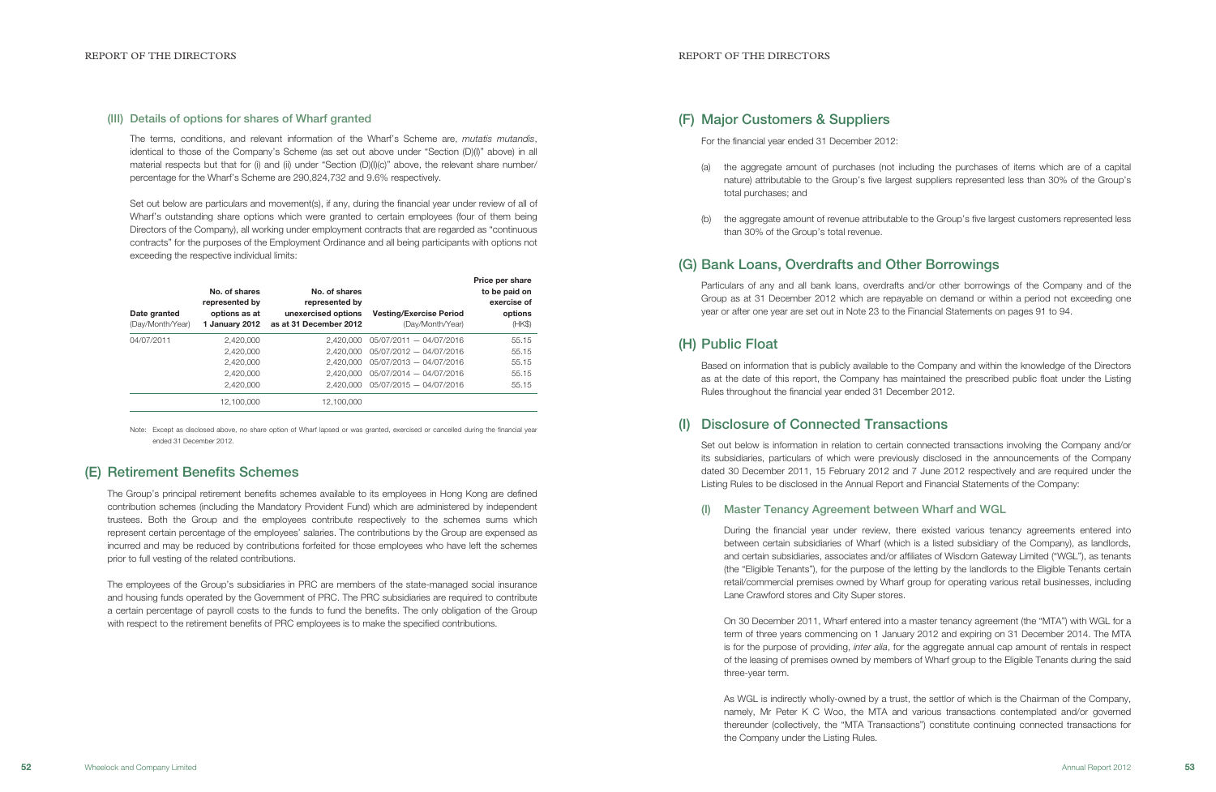### (III) Details of options for shares of Wharf granted

The terms, conditions, and relevant information of the Wharf's Scheme are, *mutatis mutandis*, identical to those of the Company's Scheme (as set out above under "Section (D)(I)" above) in all material respects but that for (i) and (ii) under "Section (D)(I)(c)" above, the relevant share number/percentage for the Wharf's Scheme are 290,824,732 and 9.6% respectively.

Set out below are particulars and movement(s), if any, during the financial year under review of all of Wharf's outstanding share options which were granted to certain employees (four of them being Directors of the Company), all working under employment contracts that are regarded as "continuous contracts" for the purposes of the Employment Ordinance and all being participants with options not exceeding the respective individual limits:

| Date granted (Day/Month/Year) | No. of shares represented by options as at 1 January 2012 | No. of shares represented by unexercised options as at 31 December 2012 | Vesting/Exercise Period (Day/Month/Year) | Price per share to be paid on exercise of options (HK$) |
|---|---|---|---|---|
| 04/07/2011 | 2,420,000 | 2,420,000 | 05/07/2011 – 04/07/2016 | 55.15 |
| | 2,420,000 | 2,420,000 | 05/07/2012 – 04/07/2016 | 55.15 |
| | 2,420,000 | 2,420,000 | 05/07/2013 – 04/07/2016 | 55.15 |
| | 2,420,000 | 2,420,000 | 05/07/2014 – 04/07/2016 | 55.15 |
| | 2,420,000 | 2,420,000 | 05/07/2015 – 04/07/2016 | 55.15 |
| | 12,100,000 | 12,100,000 | | |

Note: Except as disclosed above, no share option of Wharf lapsed or was granted, exercised or cancelled during the financial year ended 31 December 2012.

## (E) Retirement Benefits Schemes

The Group's principal retirement benefits schemes available to its employees in Hong Kong are defined contribution schemes (including the Mandatory Provident Fund) which are administered by independent trustees. Both the Group and the employees contribute respectively to the schemes sums which represent certain percentage of the employees' salaries. The contributions by the Group are expensed as incurred and may be reduced by contributions forfeited for those employees who have left the schemes prior to full vesting of the related contributions.

The employees of the Group's subsidiaries in PRC are members of the state-managed social insurance and housing funds operated by the Government of PRC. The PRC subsidiaries are required to contribute a certain percentage of payroll costs to the funds to fund the benefits. The only obligation of the Group with respect to the retirement benefits of PRC employees is to make the specified contributions.

## (F) Major Customers & Suppliers

For the financial year ended 31 December 2012:

(a) the aggregate amount of purchases (not including the purchases of items which are of a capital nature) attributable to the Group's five largest suppliers represented less than 30% of the Group's total purchases; and

(b) the aggregate amount of revenue attributable to the Group's five largest customers represented less than 30% of the Group's total revenue.

## (G) Bank Loans, Overdrafts and Other Borrowings

Particulars of any and all bank loans, overdrafts and/or other borrowings of the Company and of the Group as at 31 December 2012 which are repayable on demand or within a period not exceeding one year or after one year are set out in Note 23 to the Financial Statements on pages 91 to 94.

## (H) Public Float

Based on information that is publicly available to the Company and within the knowledge of the Directors as at the date of this report, the Company has maintained the prescribed public float under the Listing Rules throughout the financial year ended 31 December 2012.

## (I) Disclosure of Connected Transactions

Set out below is information in relation to certain connected transactions involving the Company and/or its subsidiaries, particulars of which were previously disclosed in the announcements of the Company dated 30 December 2011, 15 February 2012 and 7 June 2012 respectively and are required under the Listing Rules to be disclosed in the Annual Report and Financial Statements of the Company:

### (I) Master Tenancy Agreement between Wharf and WGL

During the financial year under review, there existed various tenancy agreements entered into between certain subsidiaries of Wharf (which is a listed subsidiary of the Company), as landlords, and certain subsidiaries, associates and/or affiliates of Wisdom Gateway Limited ("WGL"), as tenants (the "Eligible Tenants"), for the purpose of the letting by the landlords to the Eligible Tenants certain retail/commercial premises owned by Wharf group for operating various retail businesses, including Lane Crawford stores and City Super stores.

On 30 December 2011, Wharf entered into a master tenancy agreement (the "MTA") with WGL for a term of three years commencing on 1 January 2012 and expiring on 31 December 2014. The MTA is for the purpose of providing, *inter alia*, for the aggregate annual cap amount of rentals in respect of the leasing of premises owned by members of Wharf group to the Eligible Tenants during the said three-year term.

As WGL is indirectly wholly-owned by a trust, the settlor of which is the Chairman of the Company, namely, Mr Peter K C Woo, the MTA and various transactions contemplated and/or governed thereunder (collectively, the "MTA Transactions") constitute continuing connected transactions for the Company under the Listing Rules.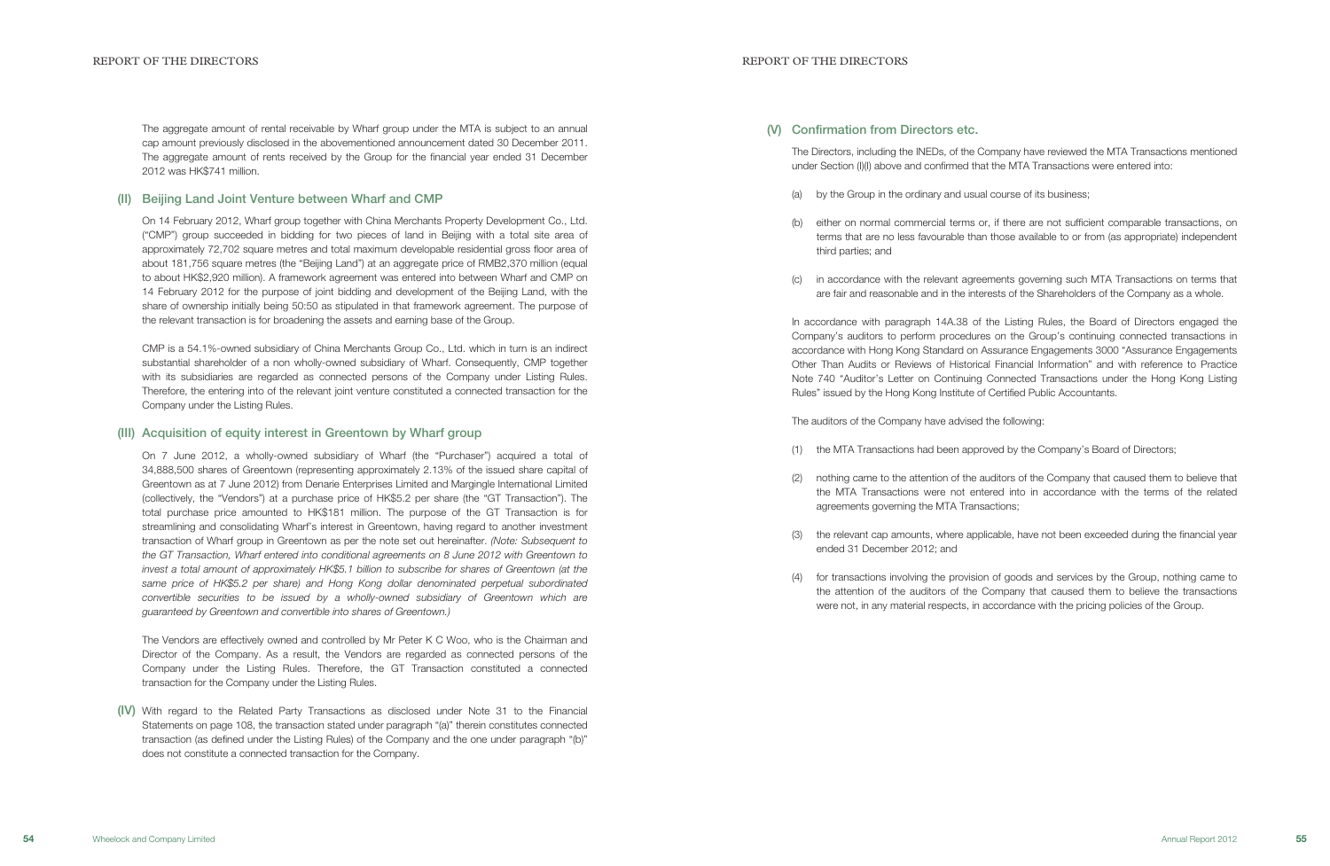The aggregate amount of rental receivable by Wharf group under the MTA is subject to an annual cap amount previously disclosed in the abovementioned announcement dated 30 December 2011. The aggregate amount of rents received by the Group for the financial year ended 31 December 2012 was HK$741 million.

## (II) Beijing Land Joint Venture between Wharf and CMP

On 14 February 2012, Wharf group together with China Merchants Property Development Co., Ltd. ("CMP") group succeeded in bidding for two pieces of land in Beijing with a total site area of approximately 72,702 square metres and total maximum developable residential gross floor area of about 181,756 square metres (the "Beijing Land") at an aggregate price of RMB2,370 million (equal to about HK$2,920 million). A framework agreement was entered into between Wharf and CMP on 14 February 2012 for the purpose of joint bidding and development of the Beijing Land, with the share of ownership initially being 50:50 as stipulated in that framework agreement. The purpose of the relevant transaction is for broadening the assets and earning base of the Group.

CMP is a 54.1%-owned subsidiary of China Merchants Group Co., Ltd. which in turn is an indirect substantial shareholder of a non wholly-owned subsidiary of Wharf. Consequently, CMP together with its subsidiaries are regarded as connected persons of the Company under Listing Rules. Therefore, the entering into of the relevant joint venture constituted a connected transaction for the Company under the Listing Rules.

## (III) Acquisition of equity interest in Greentown by Wharf group

On 7 June 2012, a wholly-owned subsidiary of Wharf (the "Purchaser") acquired a total of 34,888,500 shares of Greentown (representing approximately 2.13% of the issued share capital of Greentown as at 7 June 2012) from Denarie Enterprises Limited and Marggingle International Limited (collectively, the "Vendors") at a purchase price of HK$5.2 per share (the "GT Transaction"). The total purchase price amounted to HK$181 million. The purpose of the GT Transaction is for streamlining and consolidating Wharf's interest in Greentown, having regard to another investment transaction of Wharf group in Greentown as per the note set out hereinafter. *(Note: Subsequent to the GT Transaction, Wharf entered into conditional agreements on 8 June 2012 with Greentown to invest a total amount of approximately HK$5.1 billion to subscribe for shares of Greentown (at the same price of HK$5.2 per share) and Hong Kong dollar denominated perpetual subordinated convertible securities to be issued by a wholly-owned subsidiary of Greentown which are guaranteed by Greentown and convertible into shares of Greentown.)*

The Vendors are effectively owned and controlled by Mr Peter K C Woo, who is the Chairman and Director of the Company. As a result, the Vendors are regarded as connected persons of the Company under the Listing Rules. Therefore, the GT Transaction constituted a connected transaction for the Company under the Listing Rules.

**(IV)** With regard to the Related Party Transactions as disclosed under Note 31 to the Financial Statements on page 108, the transaction stated under paragraph "(a)" therein constitutes connected transaction (as defined under the Listing Rules) of the Company and the one under paragraph "(b)" does not constitute a connected transaction for the Company.

## (V) Confirmation from Directors etc.

The Directors, including the INEDs, of the Company have reviewed the MTA Transactions mentioned under Section (I)(I) above and confirmed that the MTA Transactions were entered into:

(a) by the Group in the ordinary and usual course of its business;

(b) either on normal commercial terms or, if there are not sufficient comparable transactions, on terms that are no less favourable than those available to or from (as appropriate) independent third parties; and

(c) in accordance with the relevant agreements governing such MTA Transactions on terms that are fair and reasonable and in the interests of the Shareholders of the Company as a whole.

In accordance with paragraph 14A.38 of the Listing Rules, the Board of Directors engaged the Company's auditors to perform procedures on the Group's continuing connected transactions in accordance with Hong Kong Standard on Assurance Engagements 3000 "Assurance Engagements Other Than Audits or Reviews of Historical Financial Information" and with reference to Practice Note 740 "Auditor's Letter on Continuing Connected Transactions under the Hong Kong Listing Rules" issued by the Hong Kong Institute of Certified Public Accountants.

The auditors of the Company have advised the following:

(1) the MTA Transactions had been approved by the Company's Board of Directors;

(2) nothing came to the attention of the auditors of the Company that caused them to believe that the MTA Transactions were not entered into in accordance with the terms of the related agreements governing the MTA Transactions;

(3) the relevant cap amounts, where applicable, have not been exceeded during the financial year ended 31 December 2012; and

(4) for transactions involving the provision of goods and services by the Group, nothing came to the attention of the auditors of the Company that caused them to believe the transactions were not, in any material respects, in accordance with the pricing policies of the Group.